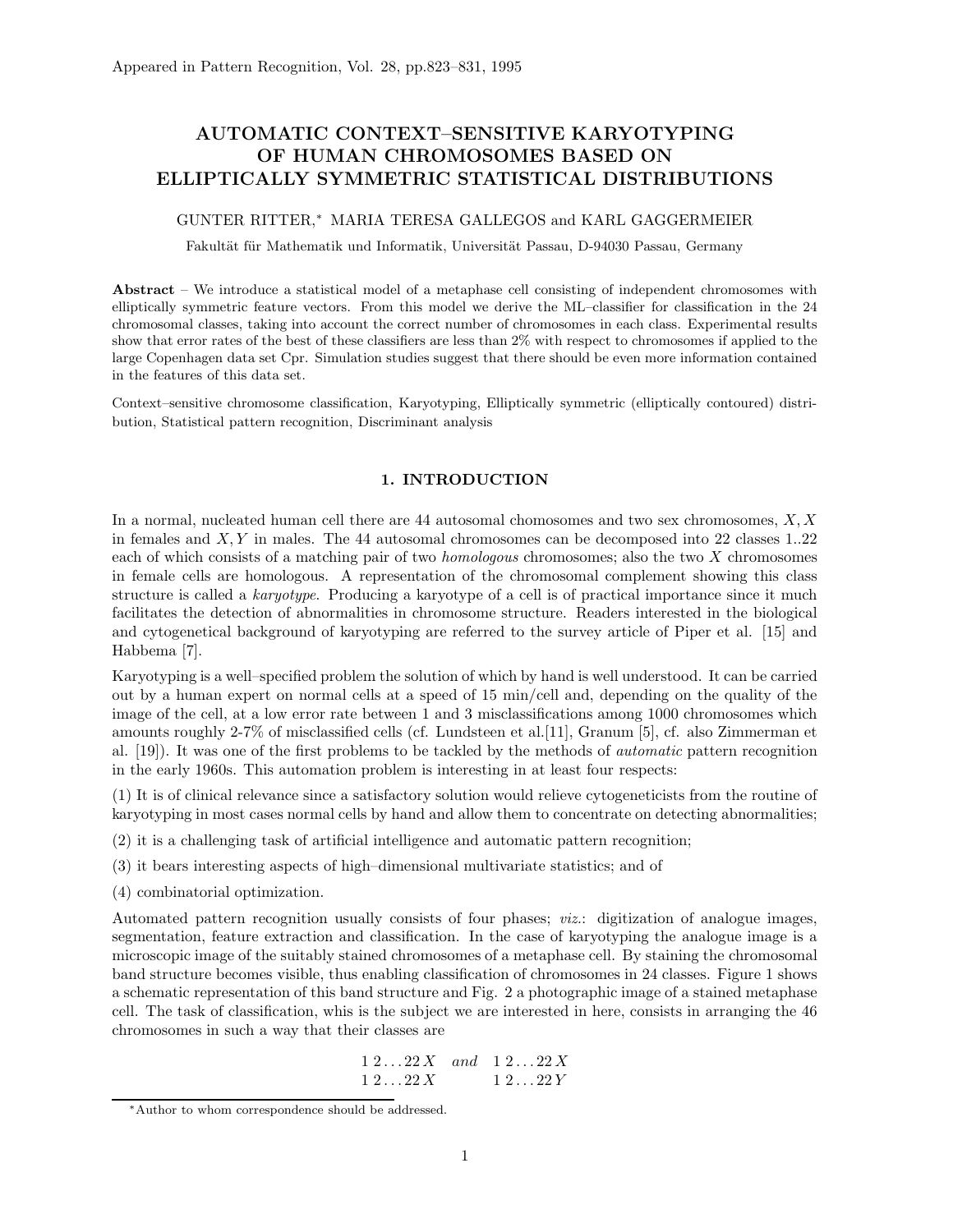Appeared in Pattern Recognition, Vol. 28, pp.823–831, 1995

# AUTOMATIC CONTEXT–SENSITIVE KARYOTYPING OF HUMAN CHROMOSOMES BASED ON ELLIPTICALLY SYMMETRIC STATISTICAL DISTRIBUTIONS

GUNTER RITTER,* MARIA TERESA GALLEGOS and KARL GAGGERMEIER

Fakultät für Mathematik und Informatik, Universität Passau, D-94030 Passau, Germany

**Abstract** – We introduce a statistical model of a metaphase cell consisting of independent chromosomes with elliptically symmetric feature vectors. From this model we derive the ML–classifier for classification in the 24 chromosomal classes, taking into account the correct number of chromosomes in each class. Experimental results show that error rates of the best of these classifiers are less than 2% with respect to chromosomes if applied to the large Copenhagen data set Cpr. Simulation studies suggest that there should be even more information contained in the features of this data set.

Context–sensitive chromosome classification, Karyotyping, Elliptically symmetric (elliptically contoured) distribution, Statistical pattern recognition, Discriminant analysis

## 1. INTRODUCTION

In a normal, nucleated human cell there are 44 autosomal chomosomes and two sex chromosomes, $X, X$ in females and $X, Y$ in males. The 44 autosomal chromosomes can be decomposed into 22 classes 1..22 each of which consists of a matching pair of two *homologous* chromosomes; also the two $X$ chromosomes in female cells are homologous. A representation of the chromosomal complement showing this class structure is called a *karyotype*. Producing a karyotype of a cell is of practical importance since it much facilitates the detection of abnormalities in chromosome structure. Readers interested in the biological and cytogenetical background of karyotyping are referred to the survey article of Piper et al. [15] and Habbema [7].

Karyotyping is a well–specified problem the solution of which by hand is well understood. It can be carried out by a human expert on normal cells at a speed of 15 min/cell and, depending on the quality of the image of the cell, at a low error rate between 1 and 3 misclassifications among 1000 chromosomes which amounts roughly 2-7% of misclassified cells (cf. Lundsteen et al.[11], Granum [5], cf. also Zimmerman et al. [19]). It was one of the first problems to be tackled by the methods of *automatic* pattern recognition in the early 1960s. This automation problem is interesting in at least four respects:

(1) It is of clinical relevance since a satisfactory solution would relieve cytogeneticists from the routine of karyotyping in most cases normal cells by hand and allow them to concentrate on detecting abnormalities;

(2) it is a challenging task of artificial intelligence and automatic pattern recognition;

(3) it bears interesting aspects of high–dimensional multivariate statistics; and of

(4) combinatorial optimization.

Automated pattern recognition usually consists of four phases; *viz.*: digitization of analogue images, segmentation, feature extraction and classification. In the case of karyotyping the analogue image is a microscopic image of the suitably stained chromosomes of a metaphase cell. By staining the chromosomal band structure becomes visible, thus enabling classification of chromosomes in 24 classes. Figure 1 shows a schematic representation of this band structure and Fig. 2 a photographic image of a stained metaphase cell. The task of classification, whis is the subject we are interested in here, consists in arranging the 46 chromosomes in such a way that their classes are

$$\begin{matrix} 1\,2\ldots 22\,X \\ 1\,2\ldots 22\,X \end{matrix} \quad and \quad \begin{matrix} 1\,2\ldots 22\,X \\ 1\,2\ldots 22\,Y \end{matrix}$$

*Author to whom correspondence should be addressed.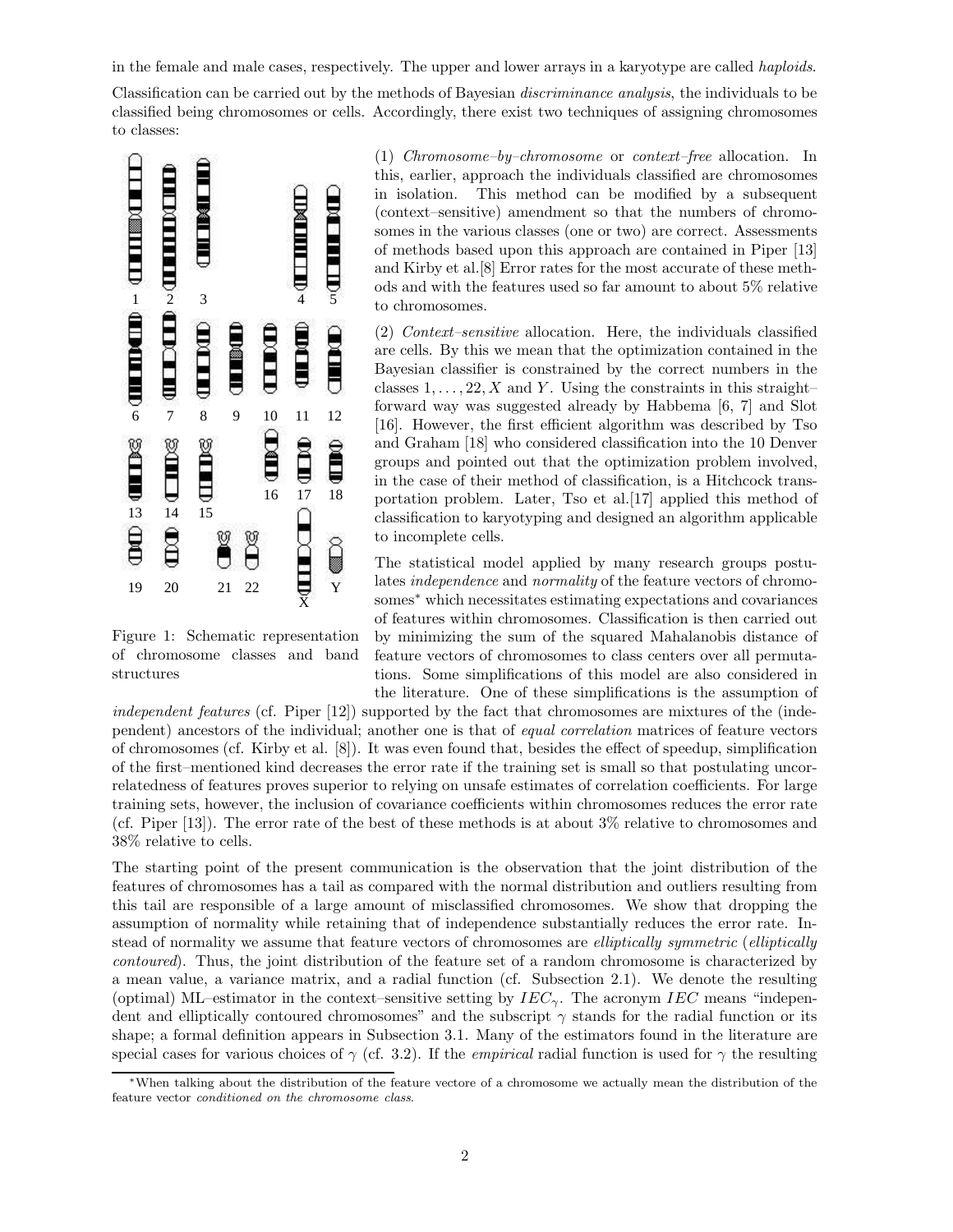in the female and male cases, respectively. The upper and lower arrays in a karyotype are called *haploids*.

Classification can be carried out by the methods of Bayesian *discriminance analysis*, the individuals to be classified being chromosomes or cells. Accordingly, there exist two techniques of assigning chromosomes to classes:

Figure 1: Schematic representation of chromosome classes and band structures

(1) *Chromosome–by–chromosome* or *context–free* allocation. In this, earlier, approach the individuals classified are chromosomes in isolation. This method can be modified by a subsequent (context–sensitive) amendment so that the numbers of chromosomes in the various classes (one or two) are correct. Assessments of methods based upon this approach are contained in Piper [13] and Kirby et al.[8] Error rates for the most accurate of these methods and with the features used so far amount to about 5% relative to chromosomes.

(2) *Context–sensitive* allocation. Here, the individuals classified are cells. By this we mean that the optimization contained in the Bayesian classifier is constrained by the correct numbers in the classes $1, \dots, 22, X$ and $Y$. Using the constraints in this straight–forward way was suggested already by Habbema [6, 7] and Slot [16]. However, the first efficient algorithm was described by Tso and Graham [18] who considered classification into the 10 Denver groups and pointed out that the optimization problem involved, in the case of their method of classification, is a Hitchcock transportation problem. Later, Tso et al.[17] applied this method of classification to karyotyping and designed an algorithm applicable to incomplete cells.

The statistical model applied by many research groups postulates *independence* and *normality* of the feature vectors of chromosomes* which necessitates estimating expectations and covariances of features within chromosomes. Classification is then carried out by minimizing the sum of the squared Mahalanobis distance of feature vectors of chromosomes to class centers over all permutations. Some simplifications of this model are also considered in the literature. One of these simplifications is the assumption of *independent features* (cf. Piper [12]) supported by the fact that chromosomes are mixtures of the (independent) ancestors of the individual; another one is that of *equal correlation* matrices of feature vectors of chromosomes (cf. Kirby et al. [8]). It was even found that, besides the effect of speedup, simplification of the first–mentioned kind decreases the error rate if the training set is small so that postulating uncorrelatedness of features proves superior to relying on unsafe estimates of correlation coefficients. For large training sets, however, the inclusion of covariance coefficients within chromosomes reduces the error rate (cf. Piper [13]). The error rate of the best of these methods is at about 3% relative to chromosomes and 38% relative to cells.

The starting point of the present communication is the observation that the joint distribution of the features of chromosomes has a tail as compared with the normal distribution and outliers resulting from this tail are responsible of a large amount of misclassified chromosomes. We show that dropping the assumption of normality while retaining that of independence substantially reduces the error rate. Instead of normality we assume that feature vectors of chromosomes are *elliptically symmetric* (*elliptically contoured*). Thus, the joint distribution of the feature set of a random chromosome is characterized by a mean value, a variance matrix, and a radial function (cf. Subsection 2.1). We denote the resulting (optimal) ML–estimator in the context–sensitive setting by $IEC_\gamma$. The acronym $IEC$ means "independent and elliptically contoured chromosomes" and the subscript $\gamma$ stands for the radial function or its shape; a formal definition appears in Subsection 3.1. Many of the estimators found in the literature are special cases for various choices of $\gamma$ (cf. 3.2). If the *empirical* radial function is used for $\gamma$ the resulting

*When talking about the distribution of the feature vectore of a chromosome we actually mean the distribution of the feature vector *conditioned on the chromosome class*.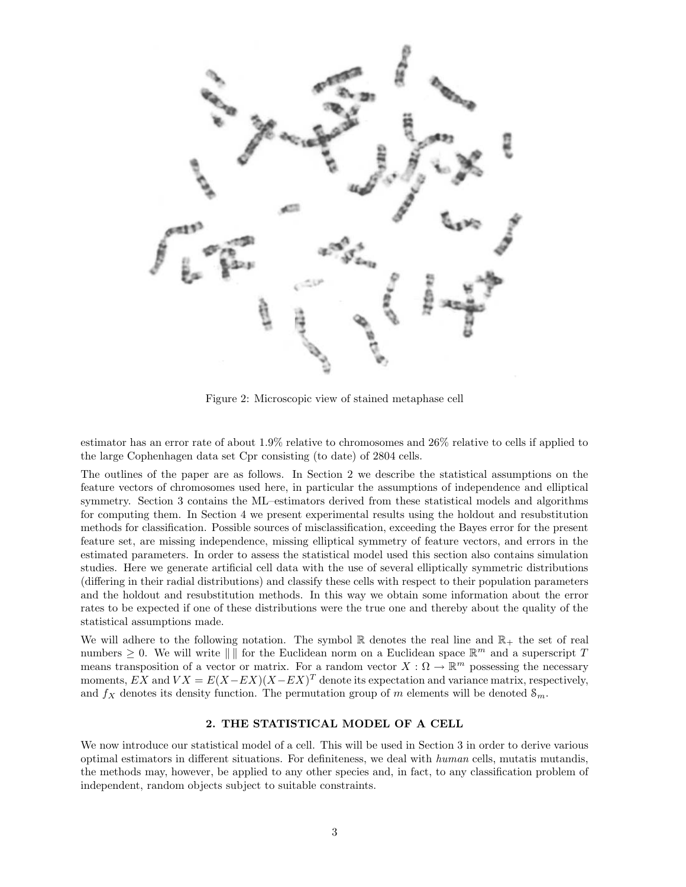Figure 2: Microscopic view of stained metaphase cell

estimator has an error rate of about 1.9% relative to chromosomes and 26% relative to cells if applied to the large Cophenhagen data set Cpr consisting (to date) of 2804 cells.

The outlines of the paper are as follows. In Section 2 we describe the statistical assumptions on the feature vectors of chromosomes used here, in particular the assumptions of independence and elliptical symmetry. Section 3 contains the ML–estimators derived from these statistical models and algorithms for computing them. In Section 4 we present experimental results using the holdout and resubstitution methods for classification. Possible sources of misclassification, exceeding the Bayes error for the present feature set, are missing independence, missing elliptical symmetry of feature vectors, and errors in the estimated parameters. In order to assess the statistical model used this section also contains simulation studies. Here we generate artificial cell data with the use of several elliptically symmetric distributions (differing in their radial distributions) and classify these cells with respect to their population parameters and the holdout and resubstitution methods. In this way we obtain some information about the error rates to be expected if one of these distributions were the true one and thereby about the quality of the statistical assumptions made.

We will adhere to the following notation. The symbol $\mathbb{R}$ denotes the real line and $\mathbb{R}_+$ the set of real numbers $\geq 0$. We will write $\| \|$ for the Euclidean norm on a Euclidean space $\mathbb{R}^m$ and a superscript $T$ means transposition of a vector or matrix. For a random vector $X : \Omega \to \mathbb{R}^m$ possessing the necessary moments, $EX$ and $VX = E(X - EX)(X - EX)^T$ denote its expectation and variance matrix, respectively, and $f_X$ denotes its density function. The permutation group of $m$ elements will be denoted $\mathcal{S}_m$.

## 2. THE STATISTICAL MODEL OF A CELL

We now introduce our statistical model of a cell. This will be used in Section 3 in order to derive various optimal estimators in different situations. For definiteness, we deal with *human* cells, mutatis mutandis, the methods may, however, be applied to any other species and, in fact, to any classification problem of independent, random objects subject to suitable constraints.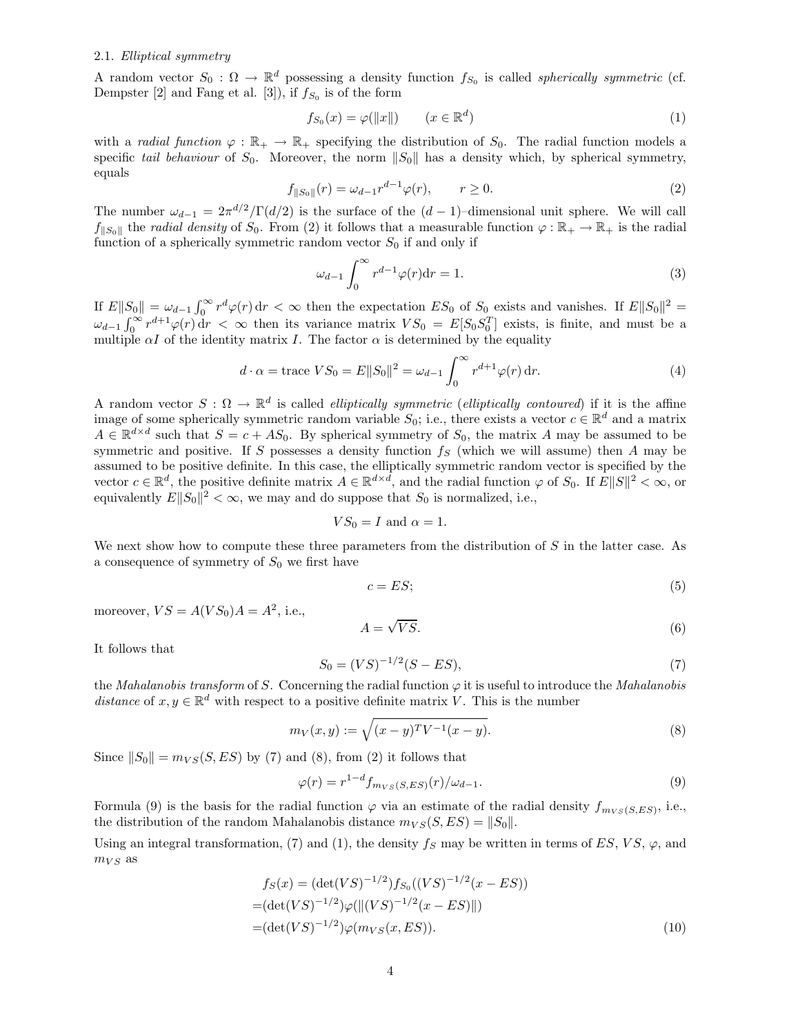### 2.1. *Elliptical symmetry*

A random vector $S_0 : \Omega \to \mathbb{R}^d$ possessing a density function $f_{S_0}$ is called *spherically symmetric* (cf. Dempster [2] and Fang et al. [3]), if $f_{S_0}$ is of the form

$$f_{S_0}(x) = \varphi(\|x\|) \qquad (x \in \mathbb{R}^d) \tag{1}$$

with a *radial function* $\varphi : \mathbb{R}_+ \to \mathbb{R}_+$ specifying the distribution of $S_0$. The radial function models a specific *tail behaviour* of $S_0$. Moreover, the norm $\|S_0\|$ has a density which, by spherical symmetry, equals

$$f_{\|S_0\|}(r) = \omega_{d-1} r^{d-1} \varphi(r), \qquad r \geq 0. \tag{2}$$

The number $\omega_{d-1} = 2\pi^{d/2}/\Gamma(d/2)$ is the surface of the $(d-1)$–dimensional unit sphere. We will call $f_{\|S_0\|}$ the *radial density* of $S_0$. From (2) it follows that a measurable function $\varphi : \mathbb{R}_+ \to \mathbb{R}_+$ is the radial function of a spherically symmetric random vector $S_0$ if and only if

$$\omega_{d-1} \int_0^\infty r^{d-1} \varphi(r) \mathrm{d}r = 1. \tag{3}$$

If $E\|S_0\| = \omega_{d-1} \int_0^\infty r^d \varphi(r)\, \mathrm{d}r < \infty$ then the expectation $ES_0$ of $S_0$ exists and vanishes. If $E\|S_0\|^2 = \omega_{d-1} \int_0^\infty r^{d+1} \varphi(r)\, \mathrm{d}r < \infty$ then its variance matrix $VS_0 = E[S_0 S_0^T]$ exists, is finite, and must be a multiple $\alpha I$ of the identity matrix $I$. The factor $\alpha$ is determined by the equality

$$d \cdot \alpha = \operatorname{trace} VS_0 = E\|S_0\|^2 = \omega_{d-1} \int_0^\infty r^{d+1} \varphi(r)\, \mathrm{d}r. \tag{4}$$

A random vector $S : \Omega \to \mathbb{R}^d$ is called *elliptically symmetric* (*elliptically contoured*) if it is the affine image of some spherically symmetric random variable $S_0$; i.e., there exists a vector $c \in \mathbb{R}^d$ and a matrix $A \in \mathbb{R}^{d \times d}$ such that $S = c + AS_0$. By spherical symmetry of $S_0$, the matrix $A$ may be assumed to be symmetric and positive. If $S$ possesses a density function $f_S$ (which we will assume) then $A$ may be assumed to be positive definite. In this case, the elliptically symmetric random vector is specified by the vector $c \in \mathbb{R}^d$, the positive definite matrix $A \in \mathbb{R}^{d \times d}$, and the radial function $\varphi$ of $S_0$. If $E\|S\|^2 < \infty$, or equivalently $E\|S_0\|^2 < \infty$, we may and do suppose that $S_0$ is normalized, i.e.,

$$VS_0 = I \text{ and } \alpha = 1.$$

We next show how to compute these three parameters from the distribution of $S$ in the latter case. As a consequence of symmetry of $S_0$ we first have

$$c = ES; \tag{5}$$

moreover, $VS = A(VS_0)A = A^2$, i.e.,

$$A = \sqrt{VS}. \tag{6}$$

It follows that

$$S_0 = (VS)^{-1/2}(S - ES), \tag{7}$$

the *Mahalanobis transform* of $S$. Concerning the radial function $\varphi$ it is useful to introduce the *Mahalanobis distance* of $x, y \in \mathbb{R}^d$ with respect to a positive definite matrix $V$. This is the number

$$m_V(x, y) := \sqrt{(x - y)^T V^{-1} (x - y)}. \tag{8}$$

Since $\|S_0\| = m_{VS}(S, ES)$ by (7) and (8), from (2) it follows that

$$\varphi(r) = r^{1-d} f_{m_{VS}(S,ES)}(r)/\omega_{d-1}. \tag{9}$$

Formula (9) is the basis for the radial function $\varphi$ via an estimate of the radial density $f_{m_{VS}(S,ES)}$, i.e., the distribution of the random Mahalanobis distance $m_{VS}(S, ES) = \|S_0\|$.

Using an integral transformation, (7) and (1), the density $f_S$ may be written in terms of $ES$, $VS$, $\varphi$, and $m_{VS}$ as

$$\begin{aligned}
&f_S(x) = (\det(VS)^{-1/2}) f_{S_0}((VS)^{-1/2}(x - ES)) \\
=&(\det(VS)^{-1/2}) \varphi(\|(VS)^{-1/2}(x - ES)\|) \\
=&(\det(VS)^{-1/2}) \varphi(m_{VS}(x, ES)).
\end{aligned} \tag{10}$$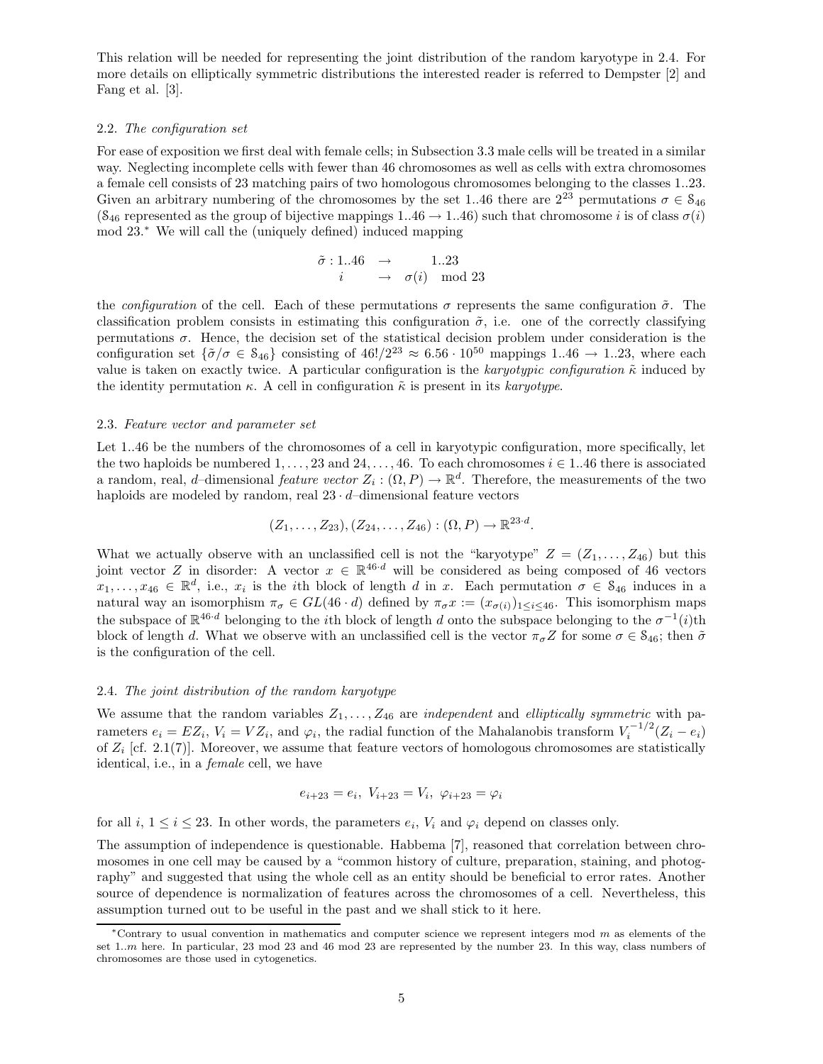This relation will be needed for representing the joint distribution of the random karyotype in 2.4. For more details on elliptically symmetric distributions the interested reader is referred to Dempster [2] and Fang et al. [3].

### 2.2. *The configuration set*

For ease of exposition we first deal with female cells; in Subsection 3.3 male cells will be treated in a similar way. Neglecting incomplete cells with fewer than 46 chromosomes as well as cells with extra chromosomes a female cell consists of 23 matching pairs of two homologous chromosomes belonging to the classes 1..23. Given an arbitrary numbering of the chromosomes by the set 1..46 there are $2^{23}$ permutations $\sigma \in \mathbb{S}_{46}$ ($\mathbb{S}_{46}$ represented as the group of bijective mappings $1..46 \to 1..46$) such that chromosome $i$ is of class $\sigma(i)$ mod 23.* We will call the (uniquely defined) induced mapping

$$
\begin{array}{rcl}
\tilde{\sigma} : 1..46 & \to & 1..23 \\
i & \to & \sigma(i) \mod 23
\end{array}
$$

the *configuration* of the cell. Each of these permutations $\sigma$ represents the same configuration $\tilde{\sigma}$. The classification problem consists in estimating this configuration $\tilde{\sigma}$, i.e. one of the correctly classifying permutations $\sigma$. Hence, the decision set of the statistical decision problem under consideration is the configuration set $\{\tilde{\sigma}/\sigma \in \mathbb{S}_{46}\}$ consisting of $46!/2^{23} \approx 6.56 \cdot 10^{50}$ mappings $1..46 \to 1..23$, where each value is taken on exactly twice. A particular configuration is the *karyotypic configuration* $\tilde{\kappa}$ induced by the identity permutation $\kappa$. A cell in configuration $\tilde{\kappa}$ is present in its *karyotype*.

### 2.3. *Feature vector and parameter set*

Let 1..46 be the numbers of the chromosomes of a cell in karyotypic configuration, more specifically, let the two haploids be numbered $1, \ldots, 23$ and $24, \ldots, 46$. To each chromosomes $i \in 1..46$ there is associated a random, real, $d$–dimensional *feature vector* $Z_i : (\Omega, P) \to \mathbb{R}^d$. Therefore, the measurements of the two haploids are modeled by random, real $23 \cdot d$–dimensional feature vectors

$$
(Z_1, \ldots, Z_{23}), (Z_{24}, \ldots, Z_{46}) : (\Omega, P) \to \mathbb{R}^{23 \cdot d}.
$$

What we actually observe with an unclassified cell is not the "karyotype" $Z = (Z_1, \ldots, Z_{46})$ but this joint vector $Z$ in disorder: A vector $x \in \mathbb{R}^{46 \cdot d}$ will be considered as being composed of 46 vectors $x_1, \ldots, x_{46} \in \mathbb{R}^d$, i.e., $x_i$ is the $i$th block of length $d$ in $x$. Each permutation $\sigma \in \mathbb{S}_{46}$ induces in a natural way an isomorphism $\pi_\sigma \in GL(46 \cdot d)$ defined by $\pi_\sigma x := (x_{\sigma(i)})_{1 \le i \le 46}$. This isomorphism maps the subspace of $\mathbb{R}^{46 \cdot d}$ belonging to the $i$th block of length $d$ onto the subspace belonging to the $\sigma^{-1}(i)$th block of length $d$. What we observe with an unclassified cell is the vector $\pi_\sigma Z$ for some $\sigma \in \mathbb{S}_{46}$; then $\tilde{\sigma}$ is the configuration of the cell.

### 2.4. *The joint distribution of the random karyotype*

We assume that the random variables $Z_1, \ldots, Z_{46}$ are *independent* and *elliptically symmetric* with parameters $e_i = EZ_i$, $V_i = VZ_i$, and $\varphi_i$, the radial function of the Mahalanobis transform $V_i^{-1/2}(Z_i - e_i)$ of $Z_i$ [cf. 2.1(7)]. Moreover, we assume that feature vectors of homologous chromosomes are statistically identical, i.e., in a *female* cell, we have

$$
e_{i+23} = e_i, \; V_{i+23} = V_i, \; \varphi_{i+23} = \varphi_i
$$

for all $i$, $1 \le i \le 23$. In other words, the parameters $e_i$, $V_i$ and $\varphi_i$ depend on classes only.

The assumption of independence is questionable. Habbema [7], reasoned that correlation between chromosomes in one cell may be caused by a "common history of culture, preparation, staining, and photography" and suggested that using the whole cell as an entity should be beneficial to error rates. Another source of dependence is normalization of features across the chromosomes of a cell. Nevertheless, this assumption turned out to be useful in the past and we shall stick to it here.

---

*Contrary to usual convention in mathematics and computer science we represent integers mod $m$ as elements of the set $1..m$ here. In particular, 23 mod 23 and 46 mod 23 are represented by the number 23. In this way, class numbers of chromosomes are those used in cytogenetics.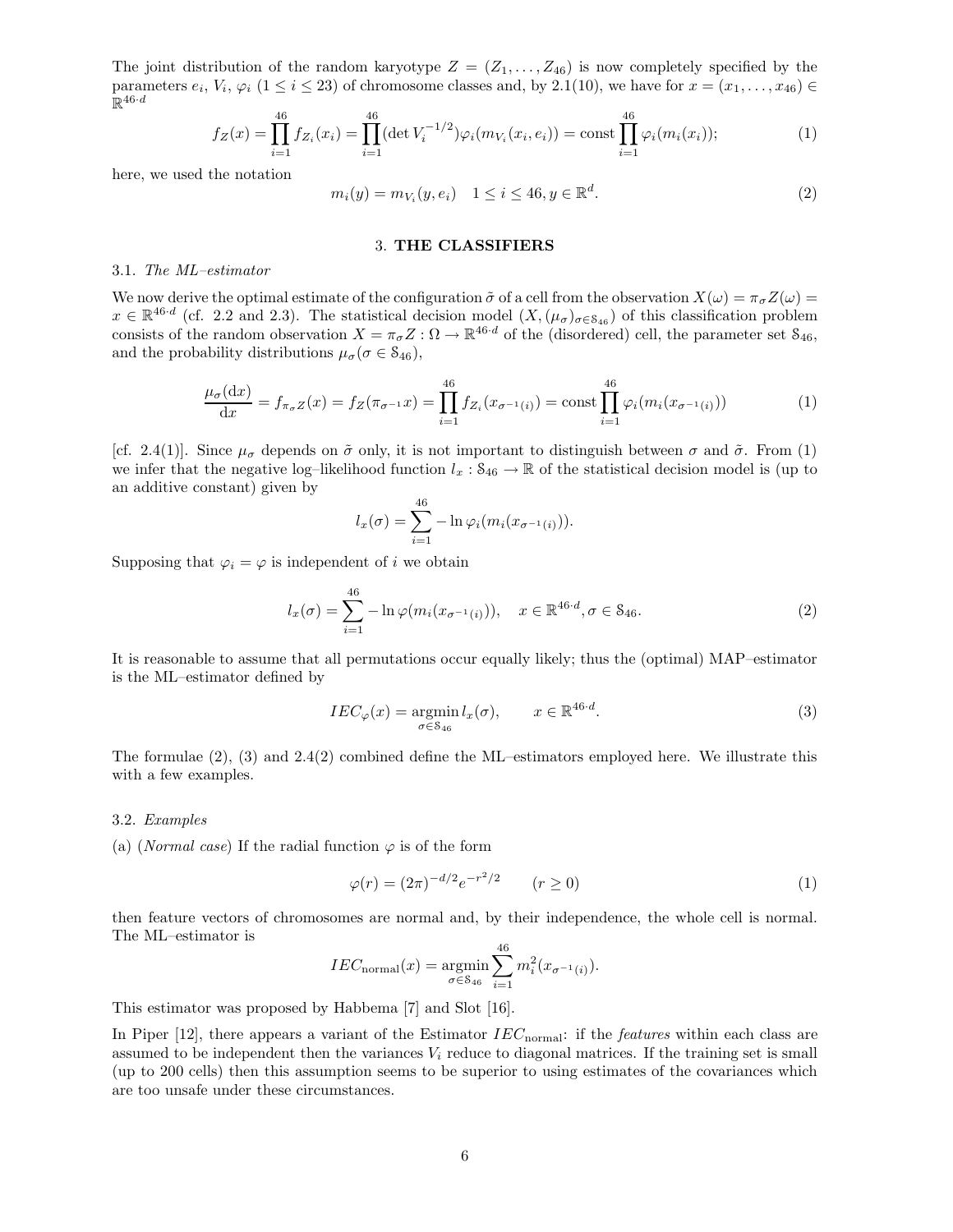The joint distribution of the random karyotype $Z = (Z_1, \ldots, Z_{46})$ is now completely specified by the parameters $e_i$, $V_i$, $\varphi_i$ $(1 \le i \le 23)$ of chromosome classes and, by 2.1(10), we have for $x = (x_1, \ldots, x_{46}) \in \mathbb{R}^{46 \cdot d}$

$$f_Z(x) = \prod_{i=1}^{46} f_{Z_i}(x_i) = \prod_{i=1}^{46} (\det V_i^{-1/2}) \varphi_i(m_{V_i}(x_i, e_i)) = \text{const} \prod_{i=1}^{46} \varphi_i(m_i(x_i)); \tag{1}$$

here, we used the notation

$$m_i(y) = m_{V_i}(y, e_i) \quad 1 \le i \le 46, y \in \mathbb{R}^d. \tag{2}$$

## 3. THE CLASSIFIERS

### 3.1. *The ML–estimator*

We now derive the optimal estimate of the configuration $\tilde{\sigma}$ of a cell from the observation $X(\omega) = \pi_\sigma Z(\omega) = x \in \mathbb{R}^{46 \cdot d}$ (cf. 2.2 and 2.3). The statistical decision model $(X, (\mu_\sigma)_{\sigma \in \mathcal{S}_{46}})$ of this classification problem consists of the random observation $X = \pi_\sigma Z : \Omega \to \mathbb{R}^{46 \cdot d}$ of the (disordered) cell, the parameter set $\mathcal{S}_{46}$, and the probability distributions $\mu_\sigma (\sigma \in \mathcal{S}_{46})$,

$$\frac{\mu_\sigma(\mathrm{d}x)}{\mathrm{d}x} = f_{\pi_\sigma Z}(x) = f_Z(\pi_{\sigma^{-1}} x) = \prod_{i=1}^{46} f_{Z_i}(x_{\sigma^{-1}(i)}) = \text{const} \prod_{i=1}^{46} \varphi_i(m_i(x_{\sigma^{-1}(i)})) \tag{1}$$

[cf. 2.4(1)]. Since $\mu_\sigma$ depends on $\tilde{\sigma}$ only, it is not important to distinguish between $\sigma$ and $\tilde{\sigma}$. From (1) we infer that the negative log–likelihood function $l_x : \mathcal{S}_{46} \to \mathbb{R}$ of the statistical decision model is (up to an additive constant) given by

$$l_x(\sigma) = \sum_{i=1}^{46} -\ln \varphi_i(m_i(x_{\sigma^{-1}(i)})).$$

Supposing that $\varphi_i = \varphi$ is independent of $i$ we obtain

$$l_x(\sigma) = \sum_{i=1}^{46} -\ln \varphi(m_i(x_{\sigma^{-1}(i)})), \quad x \in \mathbb{R}^{46 \cdot d}, \sigma \in \mathcal{S}_{46}. \tag{2}$$

It is reasonable to assume that all permutations occur equally likely; thus the (optimal) MAP–estimator is the ML–estimator defined by

$$IEC_\varphi(x) = \operatorname*{argmin}_{\sigma \in \mathcal{S}_{46}} l_x(\sigma), \qquad x \in \mathbb{R}^{46 \cdot d}. \tag{3}$$

The formulae (2), (3) and 2.4(2) combined define the ML–estimators employed here. We illustrate this with a few examples.

### 3.2. *Examples*

(a) (*Normal case*) If the radial function $\varphi$ is of the form

$$\varphi(r) = (2\pi)^{-d/2} e^{-r^2/2} \qquad (r \ge 0) \tag{1}$$

then feature vectors of chromosomes are normal and, by their independence, the whole cell is normal. The ML–estimator is

$$IEC_{\text{normal}}(x) = \operatorname*{argmin}_{\sigma \in \mathcal{S}_{46}} \sum_{i=1}^{46} m_i^2(x_{\sigma^{-1}(i)}).$$

This estimator was proposed by Habbema [7] and Slot [16].

In Piper [12], there appears a variant of the Estimator $IEC_{\text{normal}}$: if the *features* within each class are assumed to be independent then the variances $V_i$ reduce to diagonal matrices. If the training set is small (up to 200 cells) then this assumption seems to be superior to using estimates of the covariances which are too unsafe under these circumstances.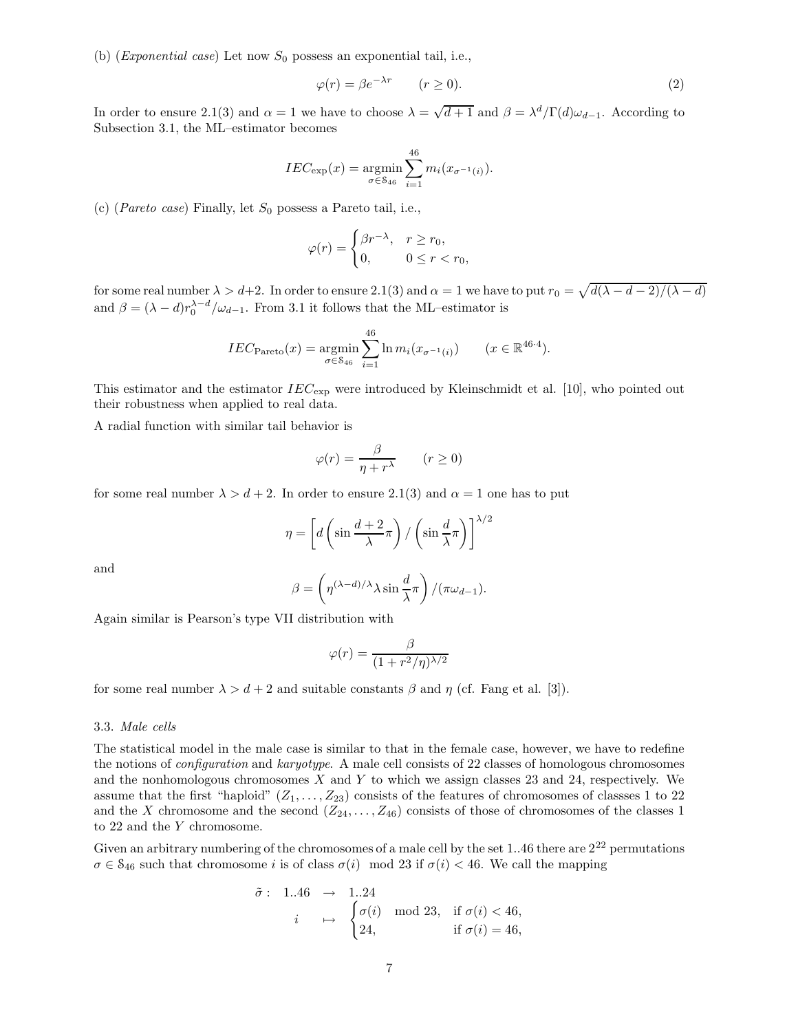(b) (*Exponential case*) Let now $S_0$ possess an exponential tail, i.e.,

$$\varphi(r) = \beta e^{-\lambda r} \qquad (r \geq 0). \tag{2}$$

In order to ensure 2.1(3) and $\alpha = 1$ we have to choose $\lambda = \sqrt{d+1}$ and $\beta = \lambda^d/\Gamma(d)\omega_{d-1}$. According to Subsection 3.1, the ML–estimator becomes

$$IEC_{\exp}(x) = \operatorname*{argmin}_{\sigma \in \mathbb{S}_{46}} \sum_{i=1}^{46} m_i(x_{\sigma^{-1}(i)}).$$

(c) (*Pareto case*) Finally, let $S_0$ possess a Pareto tail, i.e.,

$$\varphi(r) = \begin{cases} \beta r^{-\lambda}, & r \geq r_0, \\ 0, & 0 \leq r < r_0, \end{cases}$$

for some real number $\lambda > d{+}2$. In order to ensure 2.1(3) and $\alpha = 1$ we have to put $r_0 = \sqrt{d(\lambda - d - 2)/(\lambda - d)}$ and $\beta = (\lambda - d)r_0^{\lambda - d}/\omega_{d-1}$. From 3.1 it follows that the ML–estimator is

$$IEC_{\text{Pareto}}(x) = \operatorname*{argmin}_{\sigma \in \mathbb{S}_{46}} \sum_{i=1}^{46} \ln m_i(x_{\sigma^{-1}(i)}) \qquad (x \in \mathbb{R}^{46 \cdot 4}).$$

This estimator and the estimator $IEC_{\exp}$ were introduced by Kleinschmidt et al. [10], who pointed out their robustness when applied to real data.

A radial function with similar tail behavior is

$$\varphi(r) = \frac{\beta}{\eta + r^\lambda} \qquad (r \geq 0)$$

for some real number $\lambda > d+2$. In order to ensure 2.1(3) and $\alpha = 1$ one has to put

$$\eta = \left[ d \left( \sin \frac{d+2}{\lambda} \pi \right) / \left( \sin \frac{d}{\lambda} \pi \right) \right]^{\lambda/2}$$

and

$$\beta = \left( \eta^{(\lambda - d)/\lambda} \lambda \sin \frac{d}{\lambda} \pi \right) / (\pi \omega_{d-1}).$$

Again similar is Pearson's type VII distribution with

$$\varphi(r) = \frac{\beta}{(1 + r^2/\eta)^{\lambda/2}}$$

for some real number $\lambda > d+2$ and suitable constants $\beta$ and $\eta$ (cf. Fang et al. [3]).

### 3.3. *Male cells*

The statistical model in the male case is similar to that in the female case, however, we have to redefine the notions of *configuration* and *karyotype*. A male cell consists of 22 classes of homologous chromosomes and the nonhomologous chromosomes $X$ and $Y$ to which we assign classes 23 and 24, respectively. We assume that the first "haploid" $(Z_1, \ldots, Z_{23})$ consists of the features of chromosomes of classses 1 to 22 and the $X$ chromosome and the second $(Z_{24}, \ldots, Z_{46})$ consists of those of chromosomes of the classes 1 to 22 and the $Y$ chromosome.

Given an arbitrary numbering of the chromosomes of a male cell by the set 1..46 there are $2^{22}$ permutations $\sigma \in \mathbb{S}_{46}$ such that chromosome $i$ is of class $\sigma(i) \mod 23$ if $\sigma(i) < 46$. We call the mapping

$$\begin{aligned} \tilde{\sigma} : \quad 1..46 \quad &\to \quad 1..24 \\ i \quad &\mapsto \quad \begin{cases} \sigma(i) \mod 23, & \text{if } \sigma(i) < 46, \\ 24, & \text{if } \sigma(i) = 46, \end{cases} \end{aligned}$$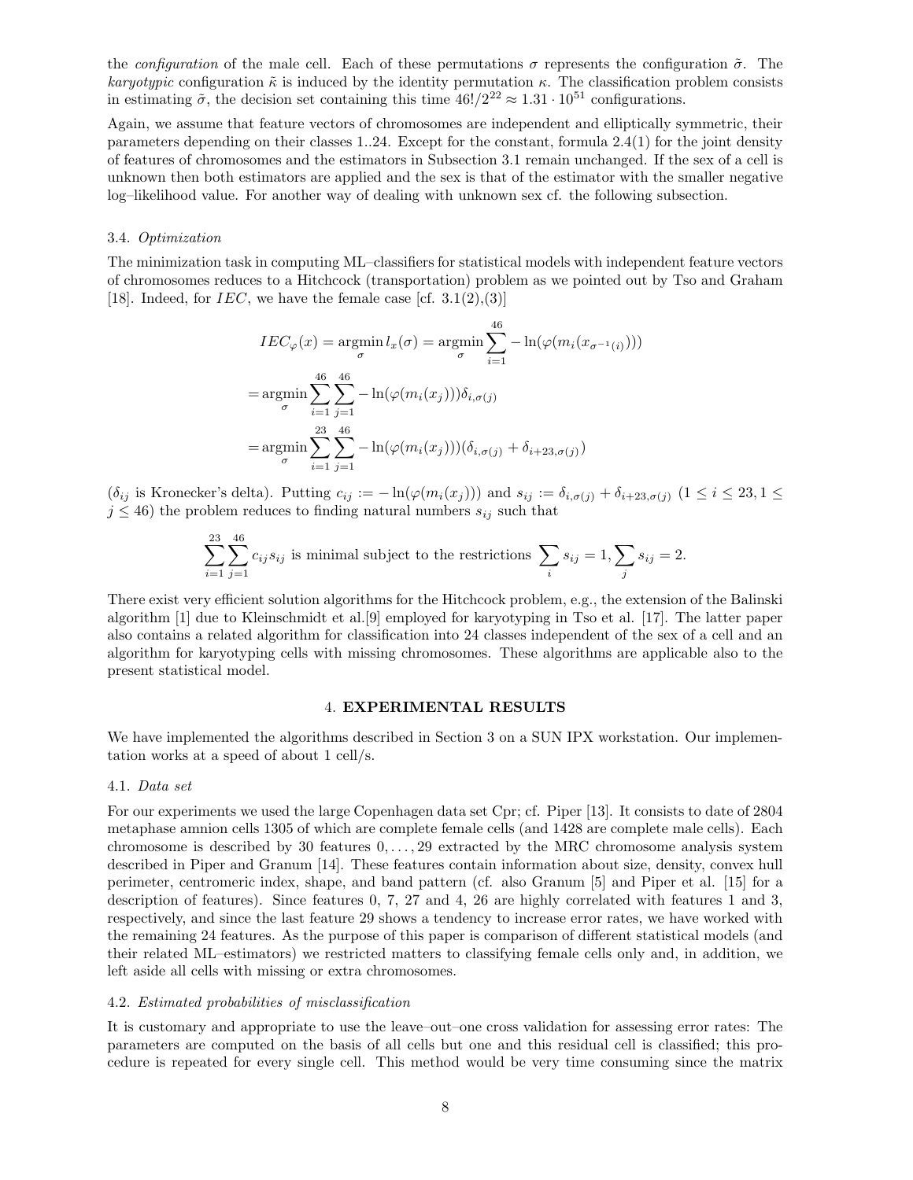the *configuration* of the male cell. Each of these permutations $\sigma$ represents the configuration $\tilde{\sigma}$. The *karyotypic* configuration $\tilde{\kappa}$ is induced by the identity permutation $\kappa$. The classification problem consists in estimating $\tilde{\sigma}$, the decision set containing this time $46!/2^{22} \approx 1.31 \cdot 10^{51}$ configurations.

Again, we assume that feature vectors of chromosomes are independent and elliptically symmetric, their parameters depending on their classes 1..24. Except for the constant, formula 2.4(1) for the joint density of features of chromosomes and the estimators in Subsection 3.1 remain unchanged. If the sex of a cell is unknown then both estimators are applied and the sex is that of the estimator with the smaller negative log–likelihood value. For another way of dealing with unknown sex cf. the following subsection.

### 3.4. *Optimization*

The minimization task in computing ML–classifiers for statistical models with independent feature vectors of chromosomes reduces to a Hitchcock (transportation) problem as we pointed out by Tso and Graham [18]. Indeed, for $IEC$, we have the female case [cf. 3.1(2),(3)]

$$IEC_\varphi(x) = \operatorname*{argmin}_\sigma l_x(\sigma) = \operatorname*{argmin}_\sigma \sum_{i=1}^{46} -\ln(\varphi(m_i(x_{\sigma^{-1}(i)})))$$

$$= \operatorname*{argmin}_\sigma \sum_{i=1}^{46}\sum_{j=1}^{46} -\ln(\varphi(m_i(x_j)))\delta_{i,\sigma(j)}$$

$$= \operatorname*{argmin}_\sigma \sum_{i=1}^{23}\sum_{j=1}^{46} -\ln(\varphi(m_i(x_j)))(\delta_{i,\sigma(j)} + \delta_{i+23,\sigma(j)})$$

($\delta_{ij}$ is Kronecker's delta). Putting $c_{ij} := -\ln(\varphi(m_i(x_j)))$ and $s_{ij} := \delta_{i,\sigma(j)} + \delta_{i+23,\sigma(j)}$ $(1 \le i \le 23, 1 \le j \le 46)$ the problem reduces to finding natural numbers $s_{ij}$ such that

$$\sum_{i=1}^{23}\sum_{j=1}^{46} c_{ij}s_{ij} \text{ is minimal subject to the restrictions } \sum_i s_{ij} = 1, \sum_j s_{ij} = 2.$$

There exist very efficient solution algorithms for the Hitchcock problem, e.g., the extension of the Balinski algorithm [1] due to Kleinschmidt et al.[9] employed for karyotyping in Tso et al. [17]. The latter paper also contains a related algorithm for classification into 24 classes independent of the sex of a cell and an algorithm for karyotyping cells with missing chromosomes. These algorithms are applicable also to the present statistical model.

## 4. **EXPERIMENTAL RESULTS**

We have implemented the algorithms described in Section 3 on a SUN IPX workstation. Our implementation works at a speed of about 1 cell/s.

### 4.1. *Data set*

For our experiments we used the large Copenhagen data set Cpr; cf. Piper [13]. It consists to date of 2804 metaphase amnion cells 1305 of which are complete female cells (and 1428 are complete male cells). Each chromosome is described by 30 features $0, \ldots, 29$ extracted by the MRC chromosome analysis system described in Piper and Granum [14]. These features contain information about size, density, convex hull perimeter, centromeric index, shape, and band pattern (cf. also Granum [5] and Piper et al. [15] for a description of features). Since features 0, 7, 27 and 4, 26 are highly correlated with features 1 and 3, respectively, and since the last feature 29 shows a tendency to increase error rates, we have worked with the remaining 24 features. As the purpose of this paper is comparison of different statistical models (and their related ML–estimators) we restricted matters to classifying female cells only and, in addition, we left aside all cells with missing or extra chromosomes.

### 4.2. *Estimated probabilities of misclassification*

It is customary and appropriate to use the leave–out–one cross validation for assessing error rates: The parameters are computed on the basis of all cells but one and this residual cell is classified; this procedure is repeated for every single cell. This method would be very time consuming since the matrix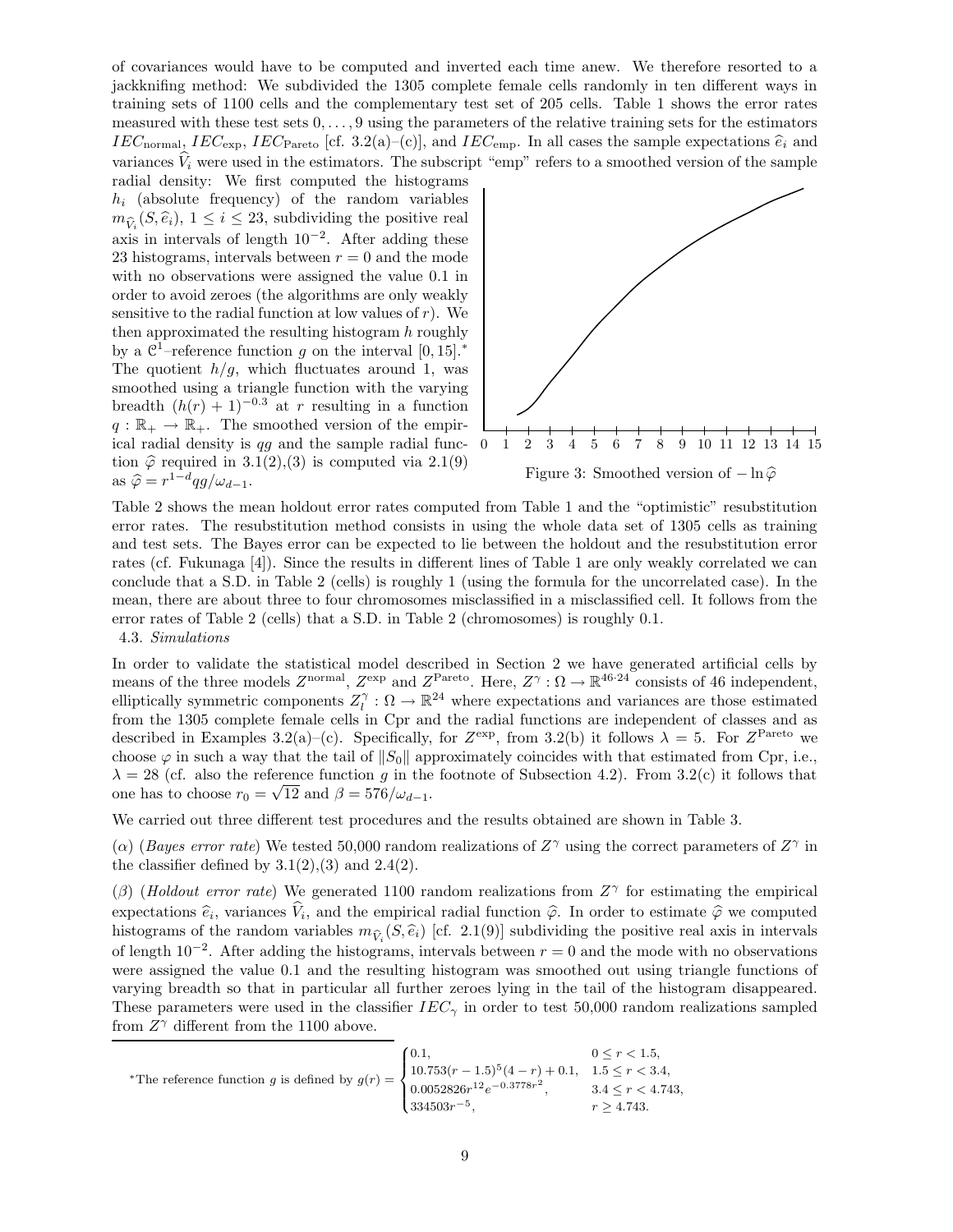of covariances would have to be computed and inverted each time anew. We therefore resorted to a jackknifing method: We subdivided the 1305 complete female cells randomly in ten different ways in training sets of 1100 cells and the complementary test set of 205 cells. Table 1 shows the error rates measured with these test sets $0,\dots,9$ using the parameters of the relative training sets for the estimators $IEC_{\text{normal}}$, $IEC_{\text{exp}}$, $IEC_{\text{Pareto}}$ [cf. 3.2(a)–(c)], and $IEC_{\text{emp}}$. In all cases the sample expectations $\widehat{e}_i$ and variances $\widehat{V}_i$ were used in the estimators. The subscript "emp" refers to a smoothed version of the sample radial density: We first computed the histograms $h_i$ (absolute frequency) of the random variables $m_{\widehat{V}_i}(S,\widehat{e}_i)$, $1 \le i \le 23$, subdividing the positive real axis in intervals of length $10^{-2}$. After adding these 23 histograms, intervals between $r = 0$ and the mode with no observations were assigned the value 0.1 in order to avoid zeroes (the algorithms are only weakly sensitive to the radial function at low values of $r$). We then approximated the resulting histogram $h$ roughly by a $\mathcal{C}^1$–reference function $g$ on the interval $[0, 15]$.* The quotient $h/g$, which fluctuates around 1, was smoothed using a triangle function with the varying breadth $(h(r) + 1)^{-0.3}$ at $r$ resulting in a function $q : \mathbb{R}_+ \to \mathbb{R}_+$. The smoothed version of the empirical radial density is $qg$ and the sample radial function $\widehat{\varphi}$ required in 3.1(2),(3) is computed via 2.1(9) as $\widehat{\varphi} = r^{1-d}qg/\omega_{d-1}$.

Figure 3: Smoothed version of $-\ln\widehat{\varphi}$

Table 2 shows the mean holdout error rates computed from Table 1 and the "optimistic" resubstitution error rates. The resubstitution method consists in using the whole data set of 1305 cells as training and test sets. The Bayes error can be expected to lie between the holdout and the resubstitution error rates (cf. Fukunaga [4]). Since the results in different lines of Table 1 are only weakly correlated we can conclude that a S.D. in Table 2 (cells) is roughly 1 (using the formula for the uncorrelated case). In the mean, there are about three to four chromosomes misclassified in a misclassified cell. It follows from the error rates of Table 2 (cells) that a S.D. in Table 2 (chromosomes) is roughly 0.1.

4.3. *Simulations*

In order to validate the statistical model described in Section 2 we have generated artificial cells by means of the three models $Z^{\text{normal}}$, $Z^{\text{exp}}$ and $Z^{\text{Pareto}}$. Here, $Z^\gamma : \Omega \to \mathbb{R}^{46\cdot 24}$ consists of 46 independent, elliptically symmetric components $Z_l^\gamma : \Omega \to \mathbb{R}^{24}$ where expectations and variances are those estimated from the 1305 complete female cells in Cpr and the radial functions are independent of classes and as described in Examples 3.2(a)–(c). Specifically, for $Z^{\text{exp}}$, from 3.2(b) it follows $\lambda = 5$. For $Z^{\text{Pareto}}$ we choose $\varphi$ in such a way that the tail of $\|S_0\|$ approximately coincides with that estimated from Cpr, i.e., $\lambda = 28$ (cf. also the reference function $g$ in the footnote of Subsection 4.2). From 3.2(c) it follows that one has to choose $r_0 = \sqrt{12}$ and $\beta = 576/\omega_{d-1}$.

We carried out three different test procedures and the results obtained are shown in Table 3.

($\alpha$) (*Bayes error rate*) We tested 50,000 random realizations of $Z^\gamma$ using the correct parameters of $Z^\gamma$ in the classifier defined by 3.1(2),(3) and 2.4(2).

($\beta$) (*Holdout error rate*) We generated 1100 random realizations from $Z^\gamma$ for estimating the empirical expectations $\widehat{e}_i$, variances $\widehat{V}_i$, and the empirical radial function $\widehat{\varphi}$. In order to estimate $\widehat{\varphi}$ we computed histograms of the random variables $m_{\widehat{V}_i}(S,\widehat{e}_i)$ [cf. 2.1(9)] subdividing the positive real axis in intervals of length $10^{-2}$. After adding the histograms, intervals between $r = 0$ and the mode with no observations were assigned the value 0.1 and the resulting histogram was smoothed out using triangle functions of varying breadth so that in particular all further zeroes lying in the tail of the histogram disappeared. These parameters were used in the classifier $IEC_\gamma$ in order to test 50,000 random realizations sampled from $Z^\gamma$ different from the 1100 above.

---

*The reference function $g$ is defined by
$$g(r) = \begin{cases} 0.1, & 0 \le r < 1.5, \\ 10.753(r-1.5)^5(4-r) + 0.1, & 1.5 \le r < 3.4, \\ 0.0052826r^{12}e^{-0.3778r^2}, & 3.4 \le r < 4.743, \\ 334503r^{-5}, & r \ge 4.743. \end{cases}$$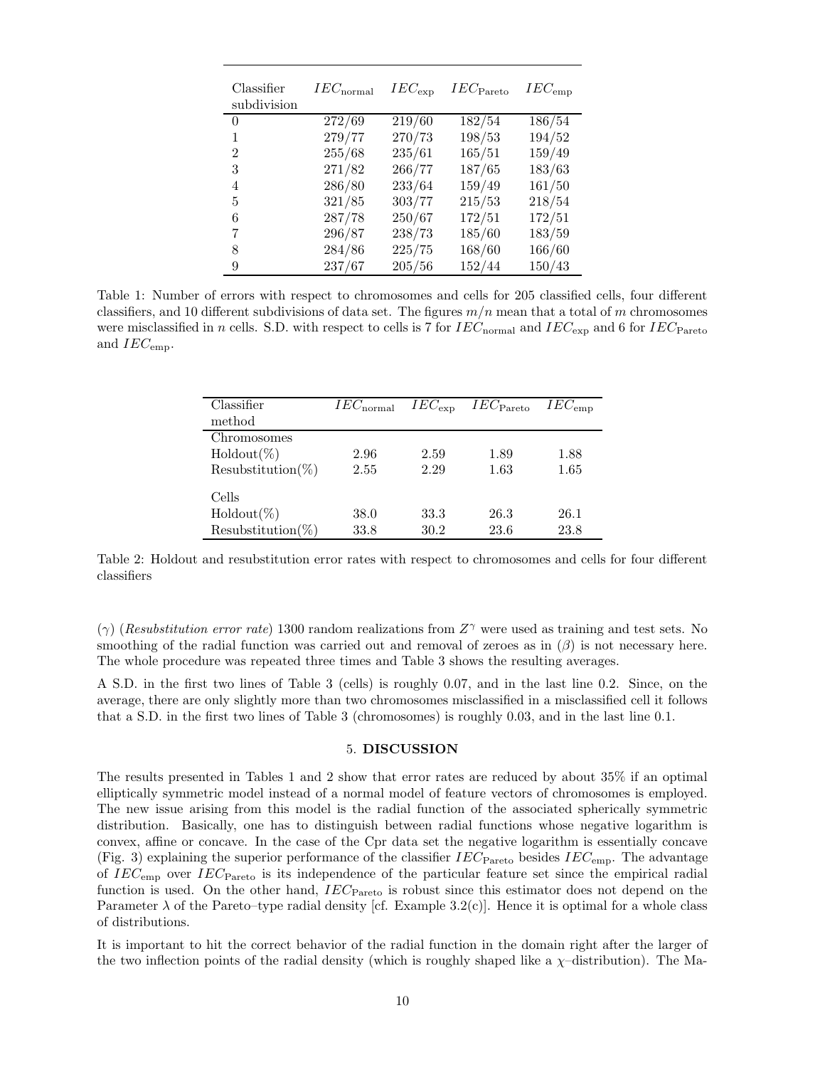| Classifier subdivision | $IEC_{\text{normal}}$ | $IEC_{\text{exp}}$ | $IEC_{\text{Pareto}}$ | $IEC_{\text{emp}}$ |
|---|---|---|---|---|
| 0 | 272/69 | 219/60 | 182/54 | 186/54 |
| 1 | 279/77 | 270/73 | 198/53 | 194/52 |
| 2 | 255/68 | 235/61 | 165/51 | 159/49 |
| 3 | 271/82 | 266/77 | 187/65 | 183/63 |
| 4 | 286/80 | 233/64 | 159/49 | 161/50 |
| 5 | 321/85 | 303/77 | 215/53 | 218/54 |
| 6 | 287/78 | 250/67 | 172/51 | 172/51 |
| 7 | 296/87 | 238/73 | 185/60 | 183/59 |
| 8 | 284/86 | 225/75 | 168/60 | 166/60 |
| 9 | 237/67 | 205/56 | 152/44 | 150/43 |

Table 1: Number of errors with respect to chromosomes and cells for 205 classified cells, four different classifiers, and 10 different subdivisions of data set. The figures $m/n$ mean that a total of $m$ chromosomes were misclassified in $n$ cells. S.D. with respect to cells is 7 for $IEC_{\text{normal}}$ and $IEC_{\text{exp}}$ and 6 for $IEC_{\text{Pareto}}$ and $IEC_{\text{emp}}$.

| Classifier method | $IEC_{\text{normal}}$ | $IEC_{\text{exp}}$ | $IEC_{\text{Pareto}}$ | $IEC_{\text{emp}}$ |
|---|---|---|---|---|
| Chromosomes | | | | |
| Holdout(%) | 2.96 | 2.59 | 1.89 | 1.88 |
| Resubstitution(%) | 2.55 | 2.29 | 1.63 | 1.65 |
| Cells | | | | |
| Holdout(%) | 38.0 | 33.3 | 26.3 | 26.1 |
| Resubstitution(%) | 33.8 | 30.2 | 23.6 | 23.8 |

Table 2: Holdout and resubstitution error rates with respect to chromosomes and cells for four different classifiers

($\gamma$) (*Resubstitution error rate*) 1300 random realizations from $Z^{\gamma}$ were used as training and test sets. No smoothing of the radial function was carried out and removal of zeroes as in ($\beta$) is not necessary here. The whole procedure was repeated three times and Table 3 shows the resulting averages.

A S.D. in the first two lines of Table 3 (cells) is roughly 0.07, and in the last line 0.2. Since, on the average, there are only slightly more than two chromosomes misclassified in a misclassified cell it follows that a S.D. in the first two lines of Table 3 (chromosomes) is roughly 0.03, and in the last line 0.1.

## 5. DISCUSSION

The results presented in Tables 1 and 2 show that error rates are reduced by about 35% if an optimal elliptically symmetric model instead of a normal model of feature vectors of chromosomes is employed. The new issue arising from this model is the radial function of the associated spherically symmetric distribution. Basically, one has to distinguish between radial functions whose negative logarithm is convex, affine or concave. In the case of the Cpr data set the negative logarithm is essentially concave (Fig. 3) explaining the superior performance of the classifier $IEC_{\text{Pareto}}$ besides $IEC_{\text{emp}}$. The advantage of $IEC_{\text{emp}}$ over $IEC_{\text{Pareto}}$ is its independence of the particular feature set since the empirical radial function is used. On the other hand, $IEC_{\text{Pareto}}$ is robust since this estimator does not depend on the Parameter $\lambda$ of the Pareto–type radial density [cf. Example 3.2(c)]. Hence it is optimal for a whole class of distributions.

It is important to hit the correct behavior of the radial function in the domain right after the larger of the two inflection points of the radial density (which is roughly shaped like a $\chi$–distribution). The Ma-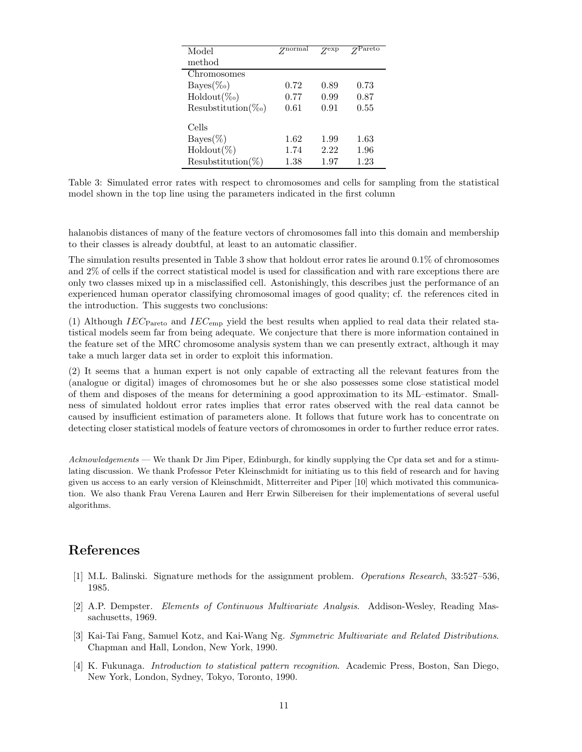| Model method | $Z^{\text{normal}}$ | $Z^{\text{exp}}$ | $Z^{\text{Pareto}}$ |
|---|---|---|---|
| Chromosomes | | | |
| Bayes(‰) | 0.72 | 0.89 | 0.73 |
| Holdout(‰) | 0.77 | 0.99 | 0.87 |
| Resubstitution(‰) | 0.61 | 0.91 | 0.55 |
| Cells | | | |
| Bayes(%) | 1.62 | 1.99 | 1.63 |
| Holdout(%) | 1.74 | 2.22 | 1.96 |
| Resubstitution(%) | 1.38 | 1.97 | 1.23 |

Table 3: Simulated error rates with respect to chromosomes and cells for sampling from the statistical model shown in the top line using the parameters indicated in the first column

halanobis distances of many of the feature vectors of chromosomes fall into this domain and membership to their classes is already doubtful, at least to an automatic classifier.

The simulation results presented in Table 3 show that holdout error rates lie around 0.1% of chromosomes and 2% of cells if the correct statistical model is used for classification and with rare exceptions there are only two classes mixed up in a misclassified cell. Astonishingly, this describes just the performance of an experienced human operator classifying chromosomal images of good quality; cf. the references cited in the introduction. This suggests two conclusions:

(1) Although $IEC_{\text{Pareto}}$ and $IEC_{\text{emp}}$ yield the best results when applied to real data their related statistical models seem far from being adequate. We conjecture that there is more information contained in the feature set of the MRC chromosome analysis system than we can presently extract, although it may take a much larger data set in order to exploit this information.

(2) It seems that a human expert is not only capable of extracting all the relevant features from the (analogue or digital) images of chromosomes but he or she also possesses some close statistical model of them and disposes of the means for determining a good approximation to its ML–estimator. Smallness of simulated holdout error rates implies that error rates observed with the real data cannot be caused by insufficient estimation of parameters alone. It follows that future work has to concentrate on detecting closer statistical models of feature vectors of chromosomes in order to further reduce error rates.

*Acknowledgements* — We thank Dr Jim Piper, Edinburgh, for kindly supplying the Cpr data set and for a stimulating discussion. We thank Professor Peter Kleinschmidt for initiating us to this field of research and for having given us access to an early version of Kleinschmidt, Mitterreiter and Piper [10] which motivated this communication. We also thank Frau Verena Lauren and Herr Erwin Silbereisen for their implementations of several useful algorithms.

## References

[1] M.L. Balinski. Signature methods for the assignment problem. *Operations Research*, 33:527–536, 1985.

[2] A.P. Dempster. *Elements of Continuous Multivariate Analysis*. Addison-Wesley, Reading Massachusetts, 1969.

[3] Kai-Tai Fang, Samuel Kotz, and Kai-Wang Ng. *Symmetric Multivariate and Related Distributions*. Chapman and Hall, London, New York, 1990.

[4] K. Fukunaga. *Introduction to statistical pattern recognition*. Academic Press, Boston, San Diego, New York, London, Sydney, Tokyo, Toronto, 1990.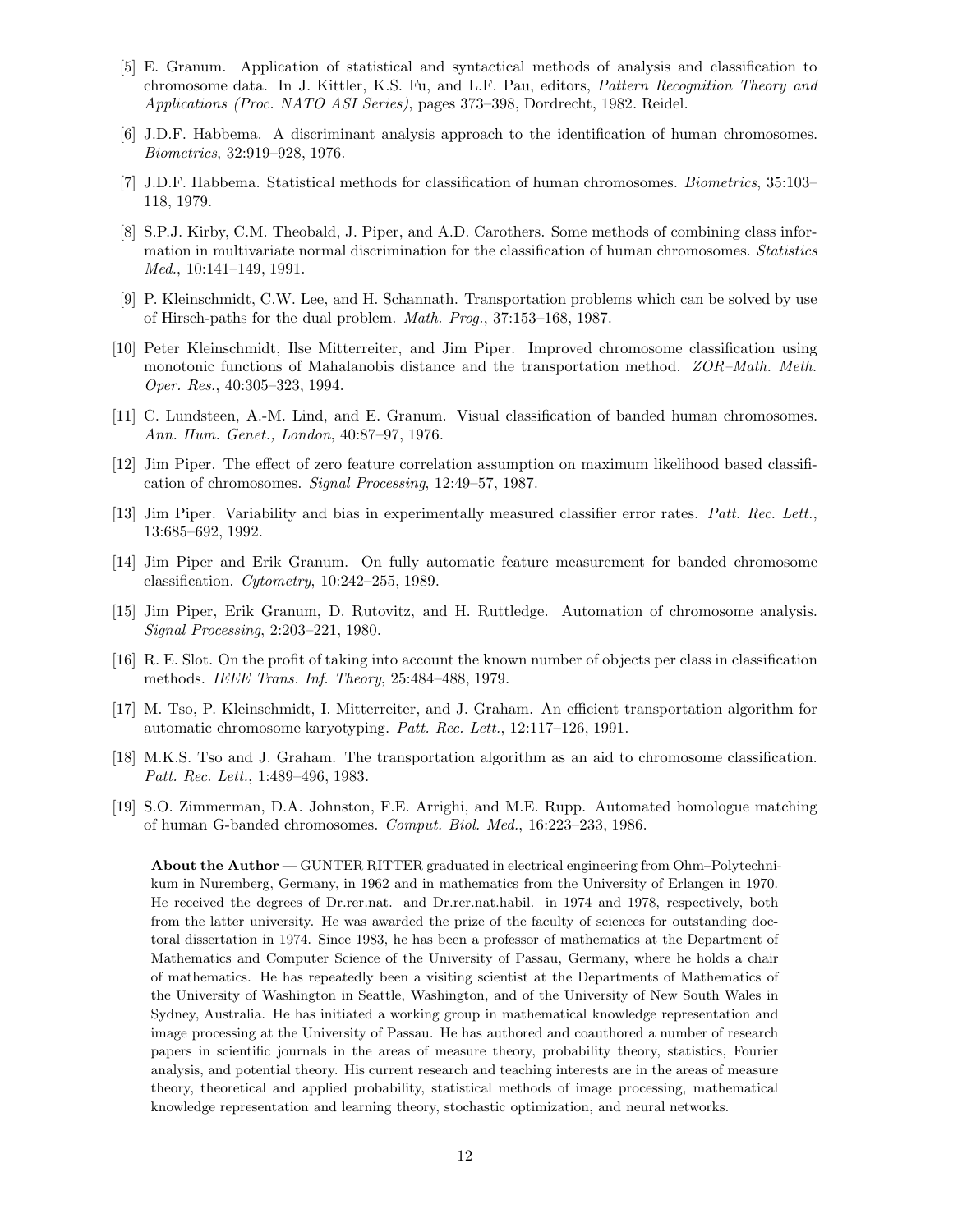[5] E. Granum. Application of statistical and syntactical methods of analysis and classification to chromosome data. In J. Kittler, K.S. Fu, and L.F. Pau, editors, *Pattern Recognition Theory and Applications (Proc. NATO ASI Series)*, pages 373–398, Dordrecht, 1982. Reidel.

[6] J.D.F. Habbema. A discriminant analysis approach to the identification of human chromosomes. *Biometrics*, 32:919–928, 1976.

[7] J.D.F. Habbema. Statistical methods for classification of human chromosomes. *Biometrics*, 35:103–118, 1979.

[8] S.P.J. Kirby, C.M. Theobald, J. Piper, and A.D. Carothers. Some methods of combining class information in multivariate normal discrimination for the classification of human chromosomes. *Statistics Med.*, 10:141–149, 1991.

[9] P. Kleinschmidt, C.W. Lee, and H. Schannath. Transportation problems which can be solved by use of Hirsch-paths for the dual problem. *Math. Prog.*, 37:153–168, 1987.

[10] Peter Kleinschmidt, Ilse Mitterreiter, and Jim Piper. Improved chromosome classification using monotonic functions of Mahalanobis distance and the transportation method. *ZOR–Math. Meth. Oper. Res.*, 40:305–323, 1994.

[11] C. Lundsteen, A.-M. Lind, and E. Granum. Visual classification of banded human chromosomes. *Ann. Hum. Genet., London*, 40:87–97, 1976.

[12] Jim Piper. The effect of zero feature correlation assumption on maximum likelihood based classification of chromosomes. *Signal Processing*, 12:49–57, 1987.

[13] Jim Piper. Variability and bias in experimentally measured classifier error rates. *Patt. Rec. Lett.*, 13:685–692, 1992.

[14] Jim Piper and Erik Granum. On fully automatic feature measurement for banded chromosome classification. *Cytometry*, 10:242–255, 1989.

[15] Jim Piper, Erik Granum, D. Rutovitz, and H. Ruttledge. Automation of chromosome analysis. *Signal Processing*, 2:203–221, 1980.

[16] R. E. Slot. On the profit of taking into account the known number of objects per class in classification methods. *IEEE Trans. Inf. Theory*, 25:484–488, 1979.

[17] M. Tso, P. Kleinschmidt, I. Mitterreiter, and J. Graham. An efficient transportation algorithm for automatic chromosome karyotyping. *Patt. Rec. Lett.*, 12:117–126, 1991.

[18] M.K.S. Tso and J. Graham. The transportation algorithm as an aid to chromosome classification. *Patt. Rec. Lett.*, 1:489–496, 1983.

[19] S.O. Zimmerman, D.A. Johnston, F.E. Arrighi, and M.E. Rupp. Automated homologue matching of human G-banded chromosomes. *Comput. Biol. Med.*, 16:223–233, 1986.

**About the Author** — GUNTER RITTER graduated in electrical engineering from Ohm–Polytechnikum in Nuremberg, Germany, in 1962 and in mathematics from the University of Erlangen in 1970. He received the degrees of Dr.rer.nat. and Dr.rer.nat.habil. in 1974 and 1978, respectively, both from the latter university. He was awarded the prize of the faculty of sciences for outstanding doctoral dissertation in 1974. Since 1983, he has been a professor of mathematics at the Department of Mathematics and Computer Science of the University of Passau, Germany, where he holds a chair of mathematics. He has repeatedly been a visiting scientist at the Departments of Mathematics of the University of Washington in Seattle, Washington, and of the University of New South Wales in Sydney, Australia. He has initiated a working group in mathematical knowledge representation and image processing at the University of Passau. He has authored and coauthored a number of research papers in scientific journals in the areas of measure theory, probability theory, statistics, Fourier analysis, and potential theory. His current research and teaching interests are in the areas of measure theory, theoretical and applied probability, statistical methods of image processing, mathematical knowledge representation and learning theory, stochastic optimization, and neural networks.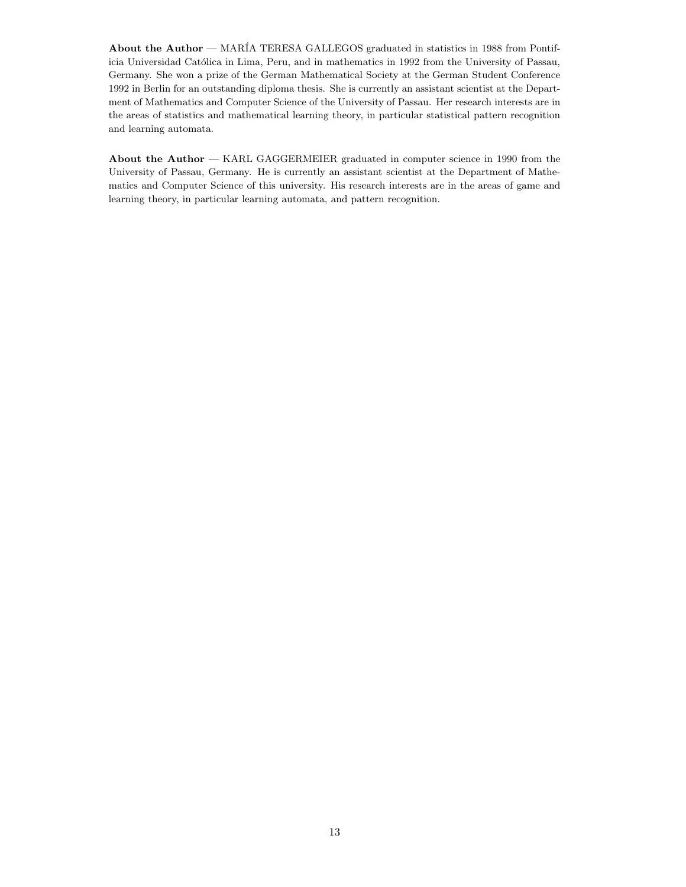**About the Author** — MARÍA TERESA GALLEGOS graduated in statistics in 1988 from Pontificia Universidad Católica in Lima, Peru, and in mathematics in 1992 from the University of Passau, Germany. She won a prize of the German Mathematical Society at the German Student Conference 1992 in Berlin for an outstanding diploma thesis. She is currently an assistant scientist at the Department of Mathematics and Computer Science of the University of Passau. Her research interests are in the areas of statistics and mathematical learning theory, in particular statistical pattern recognition and learning automata.

**About the Author** — KARL GAGGERMEIER graduated in computer science in 1990 from the University of Passau, Germany. He is currently an assistant scientist at the Department of Mathematics and Computer Science of this university. His research interests are in the areas of game and learning theory, in particular learning automata, and pattern recognition.